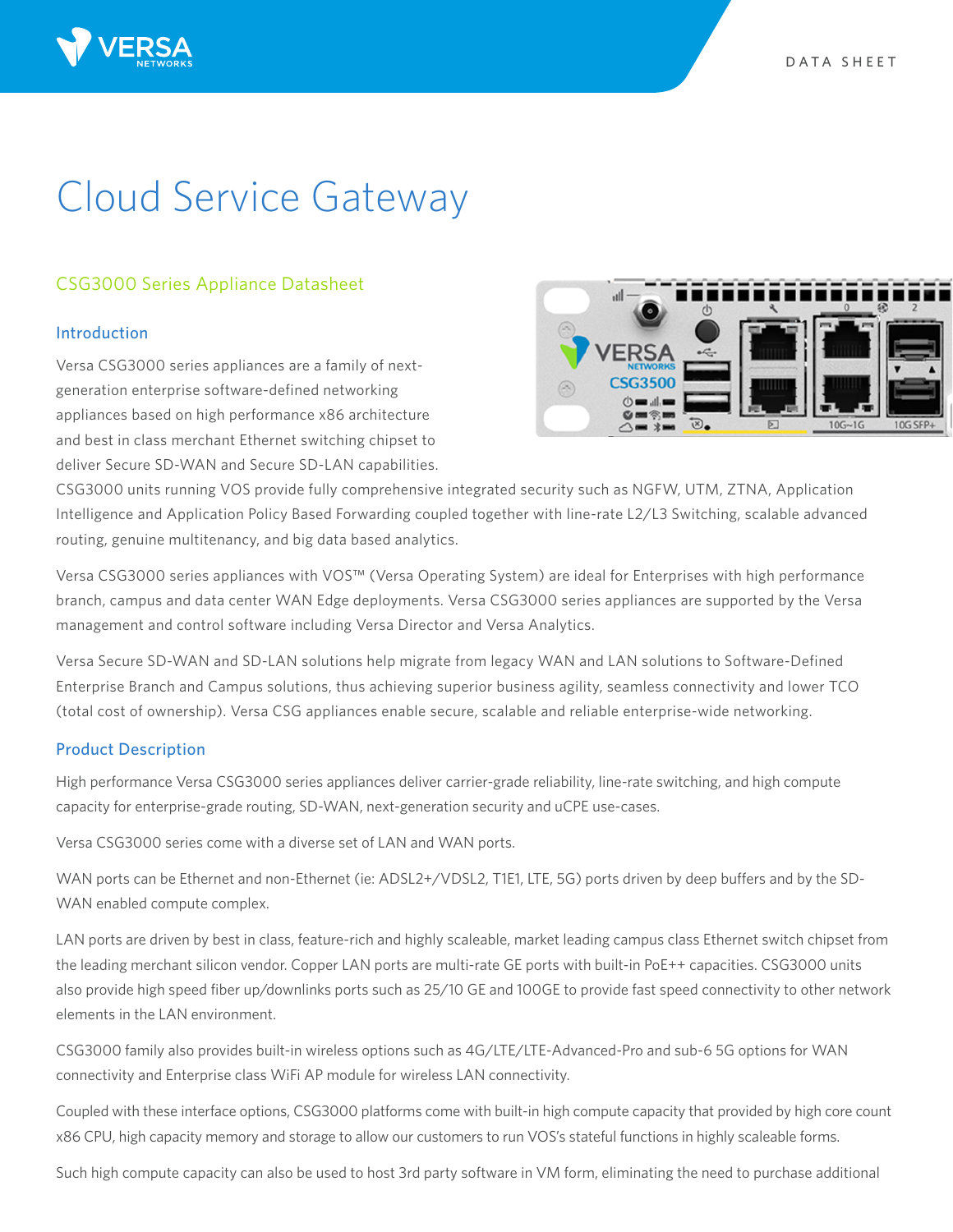# Cloud Service Gateway

## CSG3000 Series Appliance Datasheet

### Introduction

Versa CSG3000 series appliances are a family of next-generation enterprise software-defined networking appliances based on high performance x86 architecture and best in class merchant Ethernet switching chipset to deliver Secure SD-WAN and Secure SD-LAN capabilities. CSG3000 units running VOS provide fully comprehensive integrated security such as NGFW, UTM, ZTNA, Application Intelligence and Application Policy Based Forwarding coupled together with line-rate L2/L3 Switching, scalable advanced routing, genuine multitenancy, and big data based analytics.

Versa CSG3000 series appliances with VOS™ (Versa Operating System) are ideal for Enterprises with high performance branch, campus and data center WAN Edge deployments. Versa CSG3000 series appliances are supported by the Versa management and control software including Versa Director and Versa Analytics.

Versa Secure SD-WAN and SD-LAN solutions help migrate from legacy WAN and LAN solutions to Software-Defined Enterprise Branch and Campus solutions, thus achieving superior business agility, seamless connectivity and lower TCO (total cost of ownership). Versa CSG appliances enable secure, scalable and reliable enterprise-wide networking.

### Product Description

High performance Versa CSG3000 series appliances deliver carrier-grade reliability, line-rate switching, and high compute capacity for enterprise-grade routing, SD-WAN, next-generation security and uCPE use-cases.

Versa CSG3000 series come with a diverse set of LAN and WAN ports.

WAN ports can be Ethernet and non-Ethernet (ie: ADSL2+/VDSL2, T1E1, LTE, 5G) ports driven by deep buffers and by the SD-WAN enabled compute complex.

LAN ports are driven by best in class, feature-rich and highly scaleable, market leading campus class Ethernet switch chipset from the leading merchant silicon vendor. Copper LAN ports are multi-rate GE ports with built-in PoE++ capacities. CSG3000 units also provide high speed fiber up/downlinks ports such as 25/10 GE and 100GE to provide fast speed connectivity to other network elements in the LAN environment.

CSG3000 family also provides built-in wireless options such as 4G/LTE/LTE-Advanced-Pro and sub-6 5G options for WAN connectivity and Enterprise class WiFi AP module for wireless LAN connectivity.

Coupled with these interface options, CSG3000 platforms come with built-in high compute capacity that provided by high core count x86 CPU, high capacity memory and storage to allow our customers to run VOS's stateful functions in highly scaleable forms.

Such high compute capacity can also be used to host 3rd party software in VM form, eliminating the need to purchase additional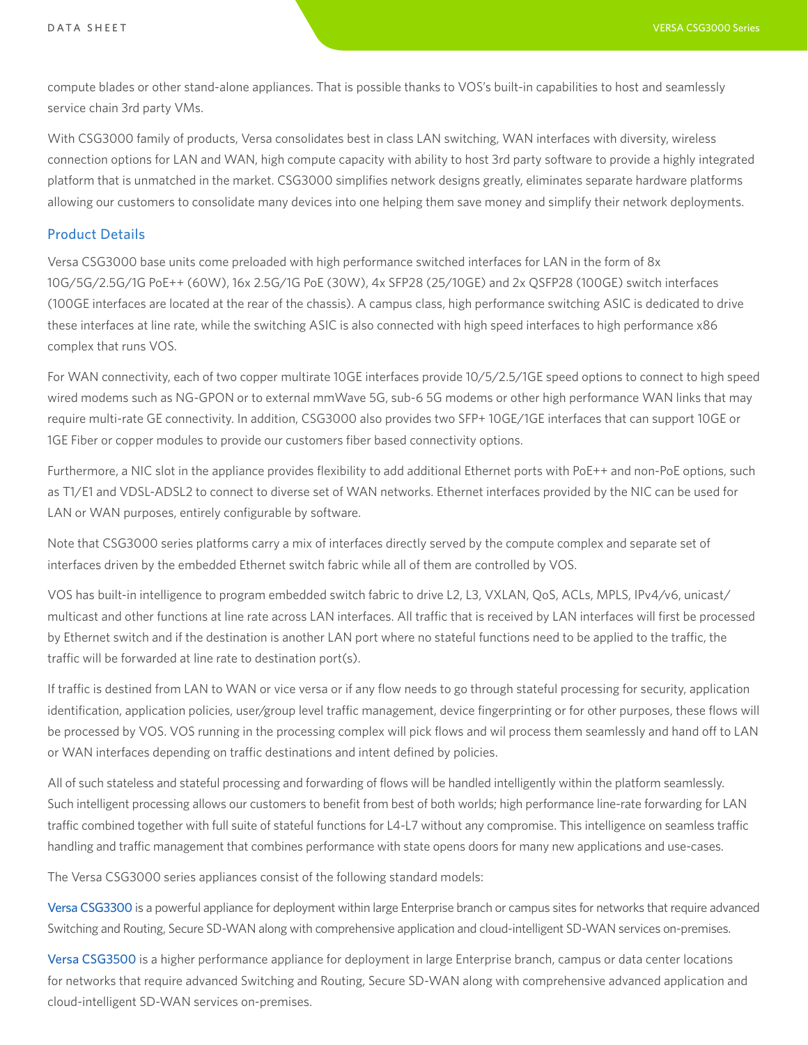compute blades or other stand-alone appliances. That is possible thanks to VOS's built-in capabilities to host and seamlessly service chain 3rd party VMs.

With CSG3000 family of products, Versa consolidates best in class LAN switching, WAN interfaces with diversity, wireless connection options for LAN and WAN, high compute capacity with ability to host 3rd party software to provide a highly integrated platform that is unmatched in the market. CSG3000 simplifies network designs greatly, eliminates separate hardware platforms allowing our customers to consolidate many devices into one helping them save money and simplify their network deployments.

## Product Details

Versa CSG3000 base units come preloaded with high performance switched interfaces for LAN in the form of 8x 10G/5G/2.5G/1G PoE++ (60W), 16x 2.5G/1G PoE (30W), 4x SFP28 (25/10GE) and 2x QSFP28 (100GE) switch interfaces (100GE interfaces are located at the rear of the chassis). A campus class, high performance switching ASIC is dedicated to drive these interfaces at line rate, while the switching ASIC is also connected with high speed interfaces to high performance x86 complex that runs VOS.

For WAN connectivity, each of two copper multirate 10GE interfaces provide 10/5/2.5/1GE speed options to connect to high speed wired modems such as NG-GPON or to external mmWave 5G, sub-6 5G modems or other high performance WAN links that may require multi-rate GE connectivity. In addition, CSG3000 also provides two SFP+ 10GE/1GE interfaces that can support 10GE or 1GE Fiber or copper modules to provide our customers fiber based connectivity options.

Furthermore, a NIC slot in the appliance provides flexibility to add additional Ethernet ports with PoE++ and non-PoE options, such as T1/E1 and VDSL-ADSL2 to connect to diverse set of WAN networks. Ethernet interfaces provided by the NIC can be used for LAN or WAN purposes, entirely configurable by software.

Note that CSG3000 series platforms carry a mix of interfaces directly served by the compute complex and separate set of interfaces driven by the embedded Ethernet switch fabric while all of them are controlled by VOS.

VOS has built-in intelligence to program embedded switch fabric to drive L2, L3, VXLAN, QoS, ACLs, MPLS, IPv4/v6, unicast/multicast and other functions at line rate across LAN interfaces. All traffic that is received by LAN interfaces will first be processed by Ethernet switch and if the destination is another LAN port where no stateful functions need to be applied to the traffic, the traffic will be forwarded at line rate to destination port(s).

If traffic is destined from LAN to WAN or vice versa or if any flow needs to go through stateful processing for security, application identification, application policies, user/group level traffic management, device fingerprinting or for other purposes, these flows will be processed by VOS. VOS running in the processing complex will pick flows and wil process them seamlessly and hand off to LAN or WAN interfaces depending on traffic destinations and intent defined by policies.

All of such stateless and stateful processing and forwarding of flows will be handled intelligently within the platform seamlessly. Such intelligent processing allows our customers to benefit from best of both worlds; high performance line-rate forwarding for LAN traffic combined together with full suite of stateful functions for L4-L7 without any compromise. This intelligence on seamless traffic handling and traffic management that combines performance with state opens doors for many new applications and use-cases.

The Versa CSG3000 series appliances consist of the following standard models:

Versa CSG3300 is a powerful appliance for deployment within large Enterprise branch or campus sites for networks that require advanced Switching and Routing, Secure SD-WAN along with comprehensive application and cloud-intelligent SD-WAN services on-premises.

Versa CSG3500 is a higher performance appliance for deployment in large Enterprise branch, campus or data center locations for networks that require advanced Switching and Routing, Secure SD-WAN along with comprehensive advanced application and cloud-intelligent SD-WAN services on-premises.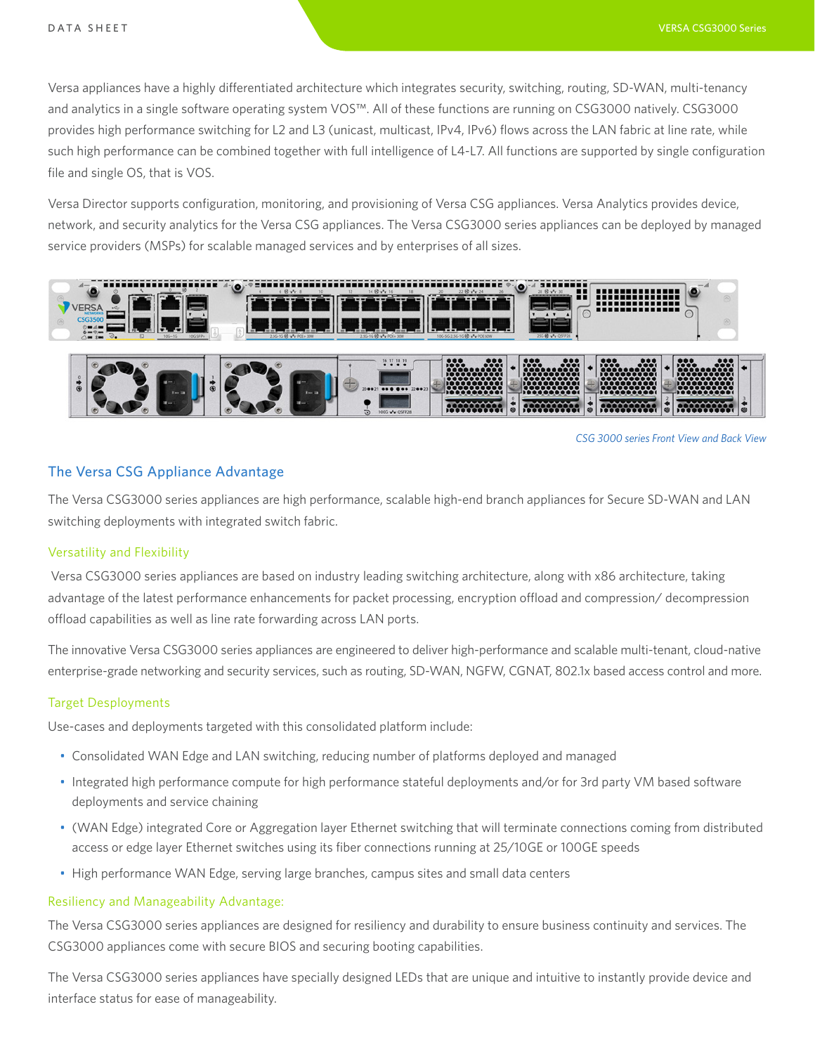Versa appliances have a highly differentiated architecture which integrates security, switching, routing, SD-WAN, multi-tenancy and analytics in a single software operating system VOS™. All of these functions are running on CSG3000 natively. CSG3000 provides high performance switching for L2 and L3 (unicast, multicast, IPv4, IPv6) flows across the LAN fabric at line rate, while such high performance can be combined together with full intelligence of L4-L7. All functions are supported by single configuration file and single OS, that is VOS.

Versa Director supports configuration, monitoring, and provisioning of Versa CSG appliances. Versa Analytics provides device, network, and security analytics for the Versa CSG appliances. The Versa CSG3000 series appliances can be deployed by managed service providers (MSPs) for scalable managed services and by enterprises of all sizes.

*CSG 3000 series Front View and Back View*

## The Versa CSG Appliance Advantage

The Versa CSG3000 series appliances are high performance, scalable high-end branch appliances for Secure SD-WAN and LAN switching deployments with integrated switch fabric.

### Versatility and Flexibility

Versa CSG3000 series appliances are based on industry leading switching architecture, along with x86 architecture, taking advantage of the latest performance enhancements for packet processing, encryption offload and compression/ decompression offload capabilities as well as line rate forwarding across LAN ports.

The innovative Versa CSG3000 series appliances are engineered to deliver high-performance and scalable multi-tenant, cloud-native enterprise-grade networking and security services, such as routing, SD-WAN, NGFW, CGNAT, 802.1x based access control and more.

### Target Desployments

Use-cases and deployments targeted with this consolidated platform include:

- Consolidated WAN Edge and LAN switching, reducing number of platforms deployed and managed
- Integrated high performance compute for high performance stateful deployments and/or for 3rd party VM based software deployments and service chaining
- (WAN Edge) integrated Core or Aggregation layer Ethernet switching that will terminate connections coming from distributed access or edge layer Ethernet switches using its fiber connections running at 25/10GE or 100GE speeds
- High performance WAN Edge, serving large branches, campus sites and small data centers

### Resiliency and Manageability Advantage:

The Versa CSG3000 series appliances are designed for resiliency and durability to ensure business continuity and services. The CSG3000 appliances come with secure BIOS and securing booting capabilities.

The Versa CSG3000 series appliances have specially designed LEDs that are unique and intuitive to instantly provide device and interface status for ease of manageability.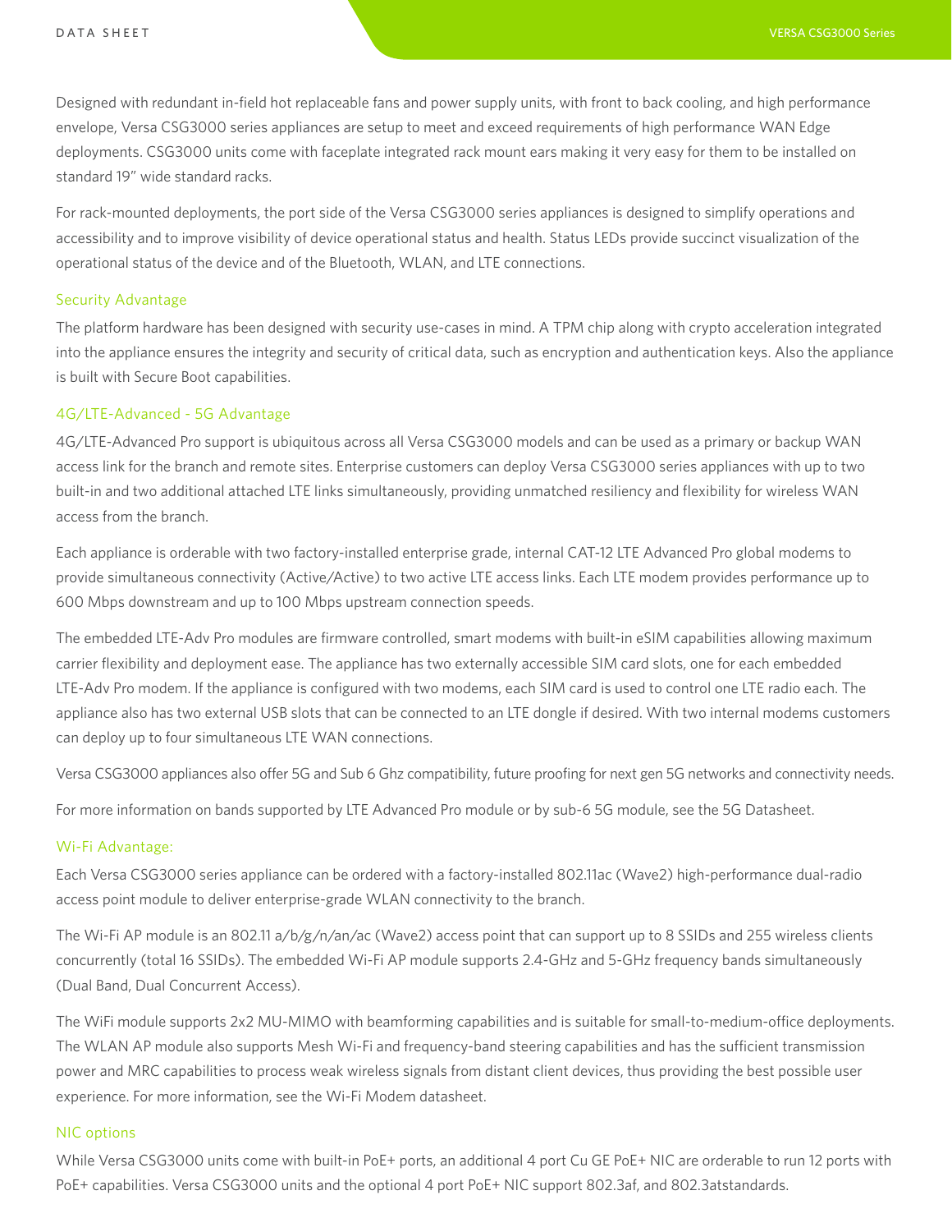Designed with redundant in-field hot replaceable fans and power supply units, with front to back cooling, and high performance envelope, Versa CSG3000 series appliances are setup to meet and exceed requirements of high performance WAN Edge deployments. CSG3000 units come with faceplate integrated rack mount ears making it very easy for them to be installed on standard 19" wide standard racks.

For rack-mounted deployments, the port side of the Versa CSG3000 series appliances is designed to simplify operations and accessibility and to improve visibility of device operational status and health. Status LEDs provide succinct visualization of the operational status of the device and of the Bluetooth, WLAN, and LTE connections.

### Security Advantage

The platform hardware has been designed with security use-cases in mind. A TPM chip along with crypto acceleration integrated into the appliance ensures the integrity and security of critical data, such as encryption and authentication keys. Also the appliance is built with Secure Boot capabilities.

### 4G/LTE-Advanced - 5G Advantage

4G/LTE-Advanced Pro support is ubiquitous across all Versa CSG3000 models and can be used as a primary or backup WAN access link for the branch and remote sites. Enterprise customers can deploy Versa CSG3000 series appliances with up to two built-in and two additional attached LTE links simultaneously, providing unmatched resiliency and flexibility for wireless WAN access from the branch.

Each appliance is orderable with two factory-installed enterprise grade, internal CAT-12 LTE Advanced Pro global modems to provide simultaneous connectivity (Active/Active) to two active LTE access links. Each LTE modem provides performance up to 600 Mbps downstream and up to 100 Mbps upstream connection speeds.

The embedded LTE-Adv Pro modules are firmware controlled, smart modems with built-in eSIM capabilities allowing maximum carrier flexibility and deployment ease. The appliance has two externally accessible SIM card slots, one for each embedded LTE-Adv Pro modem. If the appliance is configured with two modems, each SIM card is used to control one LTE radio each. The appliance also has two external USB slots that can be connected to an LTE dongle if desired. With two internal modems customers can deploy up to four simultaneous LTE WAN connections.

Versa CSG3000 appliances also offer 5G and Sub 6 Ghz compatibility, future proofing for next gen 5G networks and connectivity needs.

For more information on bands supported by LTE Advanced Pro module or by sub-6 5G module, see the 5G Datasheet.

### Wi-Fi Advantage:

Each Versa CSG3000 series appliance can be ordered with a factory-installed 802.11ac (Wave2) high-performance dual-radio access point module to deliver enterprise-grade WLAN connectivity to the branch.

The Wi-Fi AP module is an 802.11 a/b/g/n/an/ac (Wave2) access point that can support up to 8 SSIDs and 255 wireless clients concurrently (total 16 SSIDs). The embedded Wi-Fi AP module supports 2.4-GHz and 5-GHz frequency bands simultaneously (Dual Band, Dual Concurrent Access).

The WiFi module supports 2x2 MU-MIMO with beamforming capabilities and is suitable for small-to-medium-office deployments. The WLAN AP module also supports Mesh Wi-Fi and frequency-band steering capabilities and has the sufficient transmission power and MRC capabilities to process weak wireless signals from distant client devices, thus providing the best possible user experience. For more information, see the Wi-Fi Modem datasheet.

### NIC options

While Versa CSG3000 units come with built-in PoE+ ports, an additional 4 port Cu GE PoE+ NIC are orderable to run 12 ports with PoE+ capabilities. Versa CSG3000 units and the optional 4 port PoE+ NIC support 802.3af, and 802.3atstandards.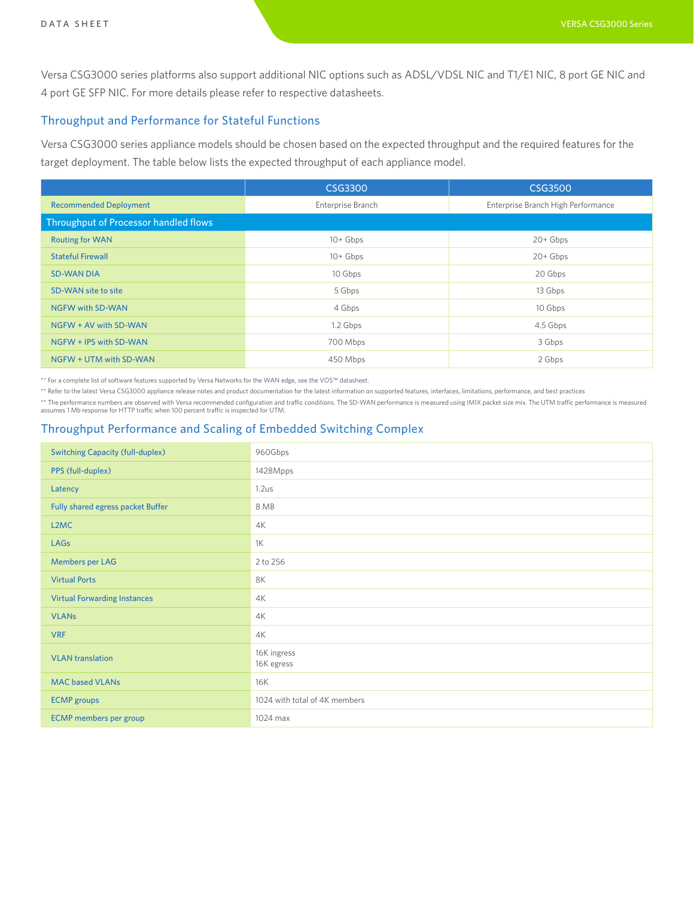Versa CSG3000 series platforms also support additional NIC options such as ADSL/VDSL NIC and T1/E1 NIC, 8 port GE NIC and 4 port GE SFP NIC. For more details please refer to respective datasheets.

## Throughput and Performance for Stateful Functions

Versa CSG3000 series appliance models should be chosen based on the expected throughput and the required features for the target deployment. The table below lists the expected throughput of each appliance model.

| | CSG3300 | CSG3500 |
|---|---|---|
| Recommended Deployment | Enterprise Branch | Enterprise Branch High Performance |
| **Throughput of Processor handled flows** | | |
| Routing for WAN | 10+ Gbps | 20+ Gbps |
| Stateful Firewall | 10+ Gbps | 20+ Gbps |
| SD-WAN DIA | 10 Gbps | 20 Gbps |
| SD-WAN site to site | 5 Gbps | 13 Gbps |
| NGFW with SD-WAN | 4 Gbps | 10 Gbps |
| NGFW + AV with SD-WAN | 1.2 Gbps | 4.5 Gbps |
| NGFW + IPS with SD-WAN | 700 Mbps | 3 Gbps |
| NGFW + UTM with SD-WAN | 450 Mbps | 2 Gbps |

** For a complete list of software features supported by Versa Networks for the WAN edge, see the VOS™ datasheet.

** Refer to the latest Versa CSG3000 appliance release notes and product documentation for the latest information on supported features, interfaces, limitations, performance, and best practices

** The performance numbers are observed with Versa recommended configuration and traffic conditions. The SD-WAN performance is measured using IMIX packet size mix. The UTM traffic performance is measured assumes 1 Mb response for HTTP traffic when 100 percent traffic is inspected for UTM.

## Throughput Performance and Scaling of Embedded Switching Complex

| | |
|---|---|
| Switching Capacity (full-duplex) | 960Gbps |
| PPS (full-duplex) | 1428Mpps |
| Latency | 1.2us |
| Fully shared egress packet Buffer | 8 MB |
| L2MC | 4K |
| LAGs | 1K |
| Members per LAG | 2 to 256 |
| Virtual Ports | 8K |
| Virtual Forwarding Instances | 4K |
| VLANs | 4K |
| VRF | 4K |
| VLAN translation | 16K ingress<br>16K egress |
| MAC based VLANs | 16K |
| ECMP groups | 1024 with total of 4K members |
| ECMP members per group | 1024 max |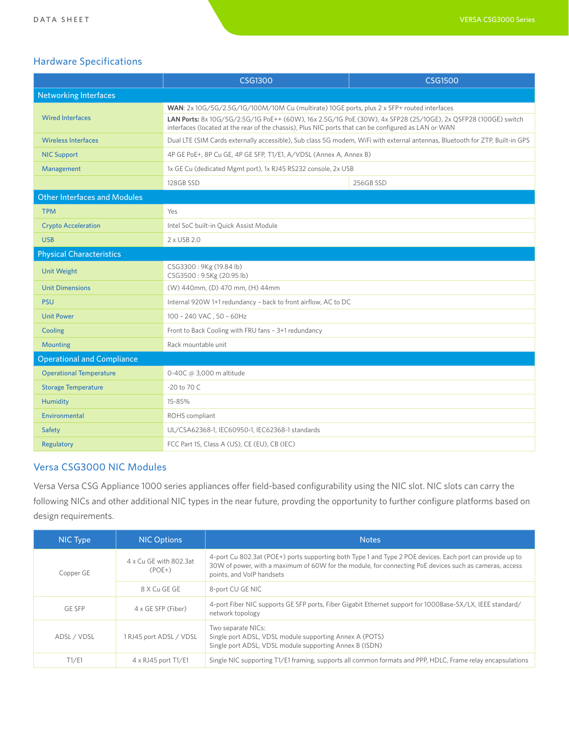## Hardware Specifications

| | CSG1300 | CSG1500 |
|---|---|---|
| **Networking Interfaces** | | |
| Wired Interfaces | **WAN**: 2x 10G/5G/2.5G/1G/100M/10M Cu (multirate) 10GE ports, plus 2 x SFP+ routed interfaces<br>**LAN Ports:** 8x 10G/5G/2.5G/1G PoE++ (60W), 16x 2.5G/1G PoE (30W), 4x SFP28 (25/10GE), 2x QSFP28 (100GE) switch interfaces (located at the rear of the chassis), Plus NIC ports that can be configured as LAN or WAN | |
| Wireless Interfaces | Dual LTE (SIM Cards externally accessible), Sub class 5G modem, WiFi with external antennas, Bluetooth for ZTP, Built-in GPS | |
| NIC Support | 4P GE PoE+, 8P Cu GE, 4P GE SFP, T1/E1, A/VDSL (Annex A, Annex B) | |
| Management | 1x GE Cu (dedicated Mgmt port), 1x RJ45 RS232 console, 2x USB | |
| | 128GB SSD | 256GB SSD |
| **Other Interfaces and Modules** | | |
| TPM | Yes | |
| Crypto Acceleration | Intel SoC built-in Quick Assist Module | |
| USB | 2 x USB 2.0 | |
| **Physical Characteristics** | | |
| Unit Weight | CSG3300 : 9Kg (19.84 lb)<br>CSG3500 : 9.5Kg (20.95 lb) | |
| Unit Dimensions | (W) 440mm, (D) 470 mm, (H) 44mm | |
| PSU | Internal 920W 1+1 redundancy – back to front airflow, AC to DC | |
| Unit Power | 100 – 240 VAC , 50 – 60Hz | |
| Cooling | Front to Back Cooling with FRU fans – 3+1 redundancy | |
| Mounting | Rack mountable unit | |
| **Operational and Compliance** | | |
| Operational Temperature | 0-40C @ 3,000 m altitude | |
| Storage Temperature | -20 to 70 C | |
| Humidity | 15-85% | |
| Environmental | ROHS compliant | |
| Safety | UL/CSA62368-1, IEC60950-1, IEC62368-1 standards | |
| Regulatory | FCC Part 15, Class A (US), CE (EU), CB (IEC) | |

## Versa CSG3000 NIC Modules

Versa Versa CSG Appliance 1000 series appliances offer field-based configurability using the NIC slot. NIC slots can carry the following NICs and other additional NIC types in the near future, provding the opportunity to further configure platforms based on design requirements.

| NIC Type | NIC Options | Notes |
|---|---|---|
| Copper GE | 4 x Cu GE with 802.3at (POE+) | 4-port Cu 802.3at (POE+) ports supporting both Type 1 and Type 2 POE devices. Each port can provide up to 30W of power, with a maximum of 60W for the module, for connecting PoE devices such as cameras, access points, and VoIP handsets |
| | 8 X Cu GE GE | 8-port CU GE NIC |
| GE SFP | 4 x GE SFP (Fiber) | 4-port Fiber NIC supports GE SFP ports, Fiber Gigabit Ethernet support for 1000Base-SX/LX, IEEE standard/ network topology |
| ADSL / VDSL | 1 RJ45 port ADSL / VDSL | Two separate NICs:<br>Single port ADSL, VDSL module supporting Annex A (POTS)<br>Single port ADSL, VDSL module supporting Annex B (ISDN) |
| T1/E1 | 4 x RJ45 port T1/E1 | Single NIC supporting T1/E1 framing, supports all common formats and PPP, HDLC, Frame relay encapsulations |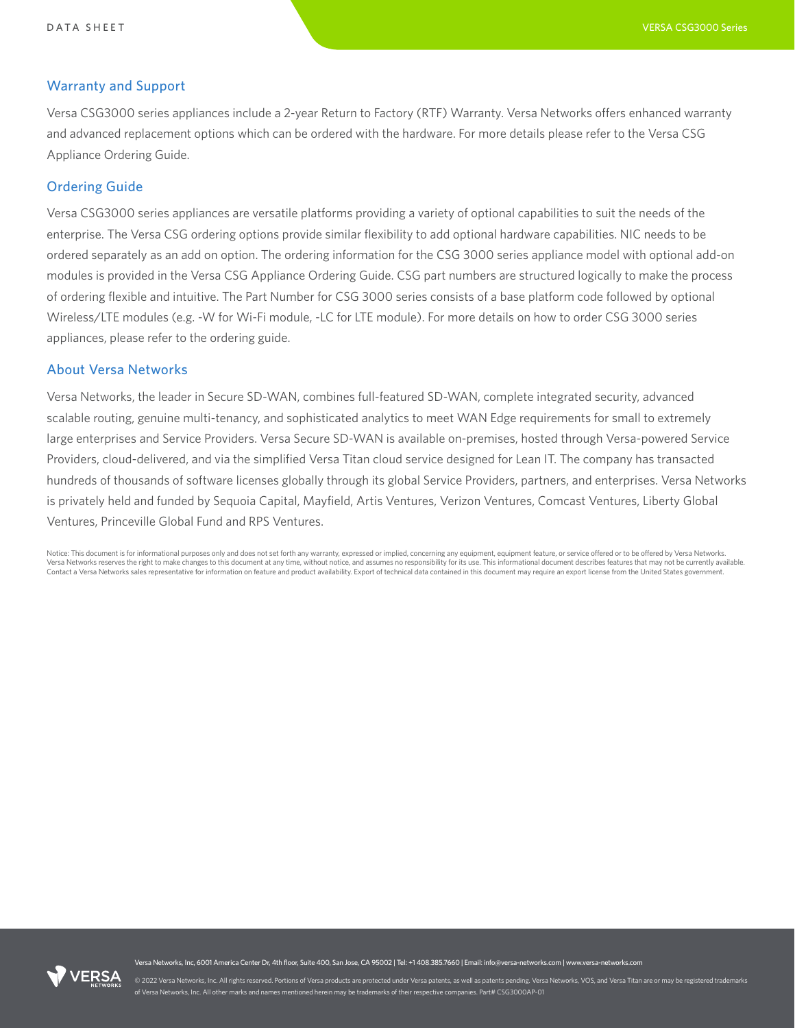## Warranty and Support

Versa CSG3000 series appliances include a 2-year Return to Factory (RTF) Warranty. Versa Networks offers enhanced warranty and advanced replacement options which can be ordered with the hardware. For more details please refer to the Versa CSG Appliance Ordering Guide.

## Ordering Guide

Versa CSG3000 series appliances are versatile platforms providing a variety of optional capabilities to suit the needs of the enterprise. The Versa CSG ordering options provide similar flexibility to add optional hardware capabilities. NIC needs to be ordered separately as an add on option. The ordering information for the CSG 3000 series appliance model with optional add-on modules is provided in the Versa CSG Appliance Ordering Guide. CSG part numbers are structured logically to make the process of ordering flexible and intuitive. The Part Number for CSG 3000 series consists of a base platform code followed by optional Wireless/LTE modules (e.g. -W for Wi-Fi module, -LC for LTE module). For more details on how to order CSG 3000 series appliances, please refer to the ordering guide.

## About Versa Networks

Versa Networks, the leader in Secure SD-WAN, combines full-featured SD-WAN, complete integrated security, advanced scalable routing, genuine multi-tenancy, and sophisticated analytics to meet WAN Edge requirements for small to extremely large enterprises and Service Providers. Versa Secure SD-WAN is available on-premises, hosted through Versa-powered Service Providers, cloud-delivered, and via the simplified Versa Titan cloud service designed for Lean IT. The company has transacted hundreds of thousands of software licenses globally through its global Service Providers, partners, and enterprises. Versa Networks is privately held and funded by Sequoia Capital, Mayfield, Artis Ventures, Verizon Ventures, Comcast Ventures, Liberty Global Ventures, Princeville Global Fund and RPS Ventures.

Notice: This document is for informational purposes only and does not set forth any warranty, expressed or implied, concerning any equipment, equipment feature, or service offered or to be offered by Versa Networks. Versa Networks reserves the right to make changes to this document at any time, without notice, and assumes no responsibility for its use. This informational document describes features that may not be currently available. Contact a Versa Networks sales representative for information on feature and product availability. Export of technical data contained in this document may require an export license from the United States government.

Versa Networks, Inc, 6001 America Center Dr, 4th floor, Suite 400, San Jose, CA 95002 | Tel: +1 408.385.7660 | Email: info@versa-networks.com | www.versa-networks.com

© 2022 Versa Networks, Inc. All rights reserved. Portions of Versa products are protected under Versa patents, as well as patents pending. Versa Networks, VOS, and Versa Titan are or may be registered trademarks of Versa Networks, Inc. All other marks and names mentioned herein may be trademarks of their respective companies. Part# CSG3000AP-01